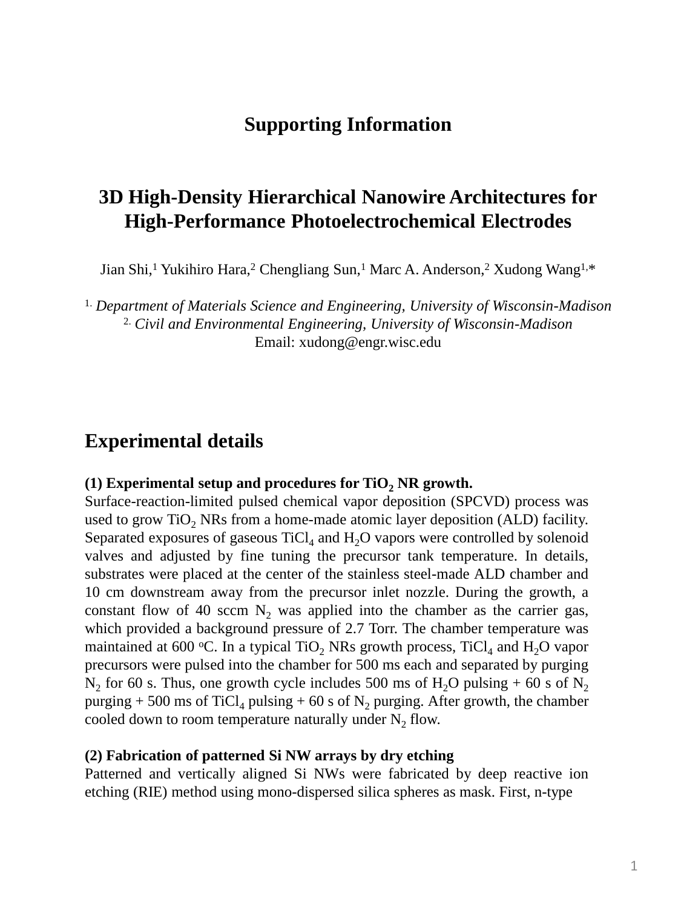# Supporting Information

## 3D High-Density Hierarchical Nanowire Architectures for High-Performance Photoelectrochemical Electrodes

Jian Shi,[1] Yukihiro Hara,[2] Chengliang Sun,[1] Marc A. Anderson,[2] Xudong Wang[1,*]

[1.] *Department of Materials Science and Engineering, University of Wisconsin-Madison*
[2.] *Civil and Environmental Engineering, University of Wisconsin-Madison*
Email: xudong@engr.wisc.edu

## Experimental details

**(1) Experimental setup and procedures for $TiO_2$ NR growth.**

Surface-reaction-limited pulsed chemical vapor deposition (SPCVD) process was used to grow $TiO_2$ NRs from a home-made atomic layer deposition (ALD) facility. Separated exposures of gaseous $TiCl_4$ and $H_2O$ vapors were controlled by solenoid valves and adjusted by fine tuning the precursor tank temperature. In details, substrates were placed at the center of the stainless steel-made ALD chamber and 10 cm downstream away from the precursor inlet nozzle. During the growth, a constant flow of 40 sccm $N_2$ was applied into the chamber as the carrier gas, which provided a background pressure of 2.7 Torr. The chamber temperature was maintained at 600 $^oC$. In a typical $TiO_2$ NRs growth process, $TiCl_4$ and $H_2O$ vapor precursors were pulsed into the chamber for 500 ms each and separated by purging $N_2$ for 60 s. Thus, one growth cycle includes 500 ms of $H_2O$ pulsing + 60 s of $N_2$ purging + 500 ms of $TiCl_4$ pulsing + 60 s of $N_2$ purging. After growth, the chamber cooled down to room temperature naturally under $N_2$ flow.

**(2) Fabrication of patterned Si NW arrays by dry etching**

Patterned and vertically aligned Si NWs were fabricated by deep reactive ion etching (RIE) method using mono-dispersed silica spheres as mask. First, n-type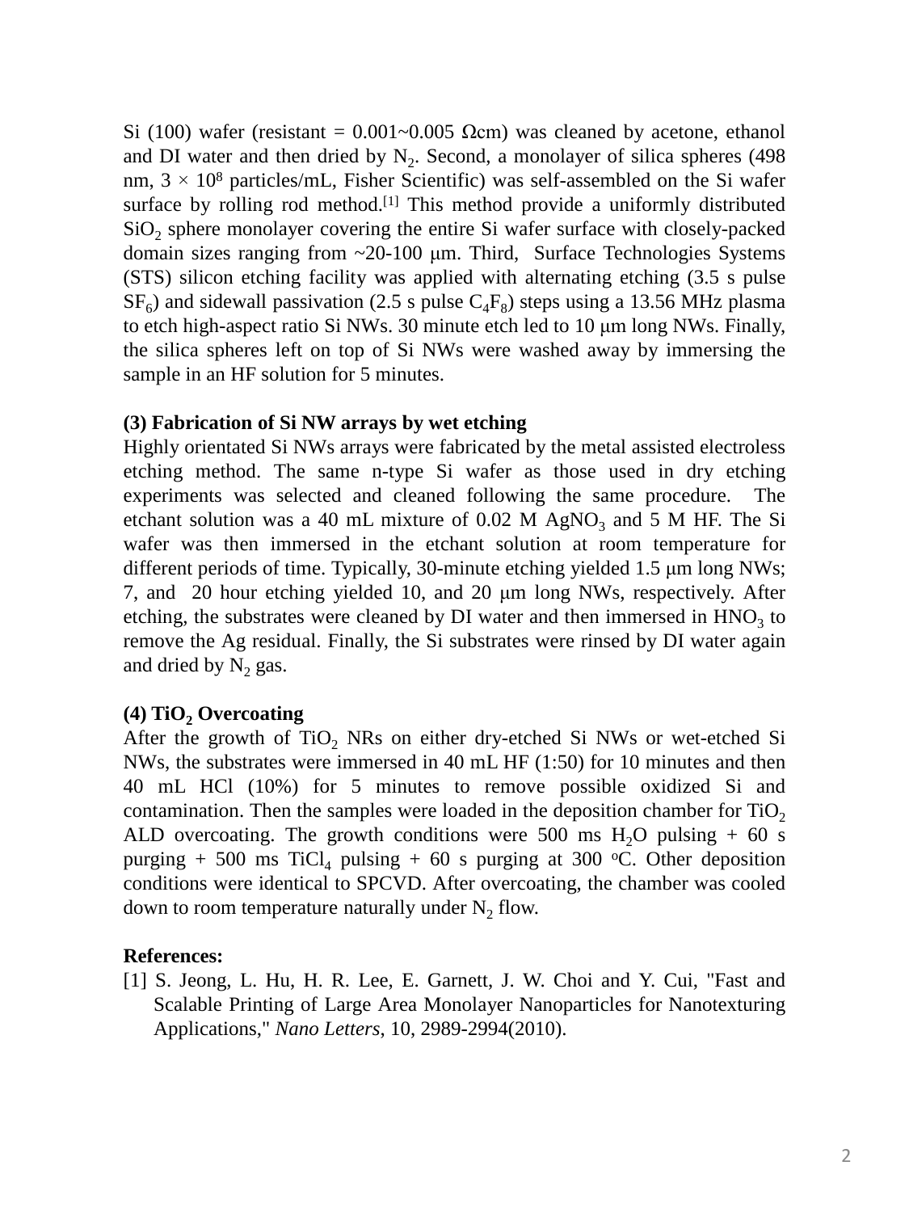Si (100) wafer (resistant = 0.001~0.005 Ωcm) was cleaned by acetone, ethanol and DI water and then dried by $N_2$. Second, a monolayer of silica spheres (498 nm, $3 \times 10^8$ particles/mL, Fisher Scientific) was self-assembled on the Si wafer surface by rolling rod method.[1] This method provide a uniformly distributed $SiO_2$ sphere monolayer covering the entire Si wafer surface with closely-packed domain sizes ranging from ~20-100 μm. Third, Surface Technologies Systems (STS) silicon etching facility was applied with alternating etching (3.5 s pulse $SF_6$) and sidewall passivation (2.5 s pulse $C_4F_8$) steps using a 13.56 MHz plasma to etch high-aspect ratio Si NWs. 30 minute etch led to 10 μm long NWs. Finally, the silica spheres left on top of Si NWs were washed away by immersing the sample in an HF solution for 5 minutes.

**(3) Fabrication of Si NW arrays by wet etching**

Highly orientated Si NWs arrays were fabricated by the metal assisted electroless etching method. The same n-type Si wafer as those used in dry etching experiments was selected and cleaned following the same procedure. The etchant solution was a 40 mL mixture of 0.02 M $AgNO_3$ and 5 M HF. The Si wafer was then immersed in the etchant solution at room temperature for different periods of time. Typically, 30-minute etching yielded 1.5 μm long NWs; 7, and 20 hour etching yielded 10, and 20 μm long NWs, respectively. After etching, the substrates were cleaned by DI water and then immersed in $HNO_3$ to remove the Ag residual. Finally, the Si substrates were rinsed by DI water again and dried by $N_2$ gas.

**(4) $TiO_2$ Overcoating**

After the growth of $TiO_2$ NRs on either dry-etched Si NWs or wet-etched Si NWs, the substrates were immersed in 40 mL HF (1:50) for 10 minutes and then 40 mL HCl (10%) for 5 minutes to remove possible oxidized Si and contamination. Then the samples were loaded in the deposition chamber for $TiO_2$ ALD overcoating. The growth conditions were 500 ms $H_2O$ pulsing + 60 s purging + 500 ms $TiCl_4$ pulsing + 60 s purging at 300 $^oC$. Other deposition conditions were identical to SPCVD. After overcoating, the chamber was cooled down to room temperature naturally under $N_2$ flow.

**References:**

[1] S. Jeong, L. Hu, H. R. Lee, E. Garnett, J. W. Choi and Y. Cui, "Fast and Scalable Printing of Large Area Monolayer Nanoparticles for Nanotexturing Applications," *Nano Letters*, 10, 2989-2994(2010).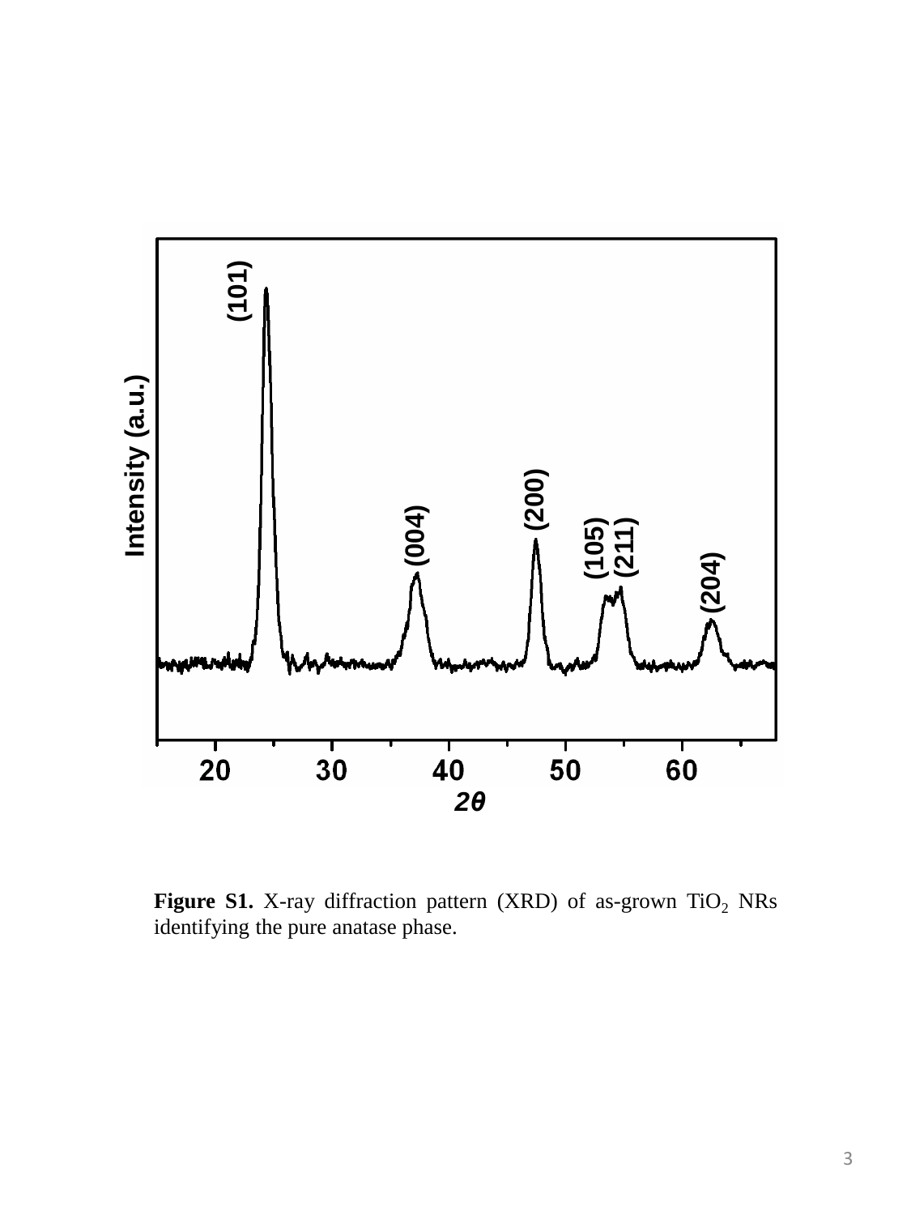**Figure S1.** X-ray diffraction pattern (XRD) of as-grown $TiO_2$ NRs identifying the pure anatase phase.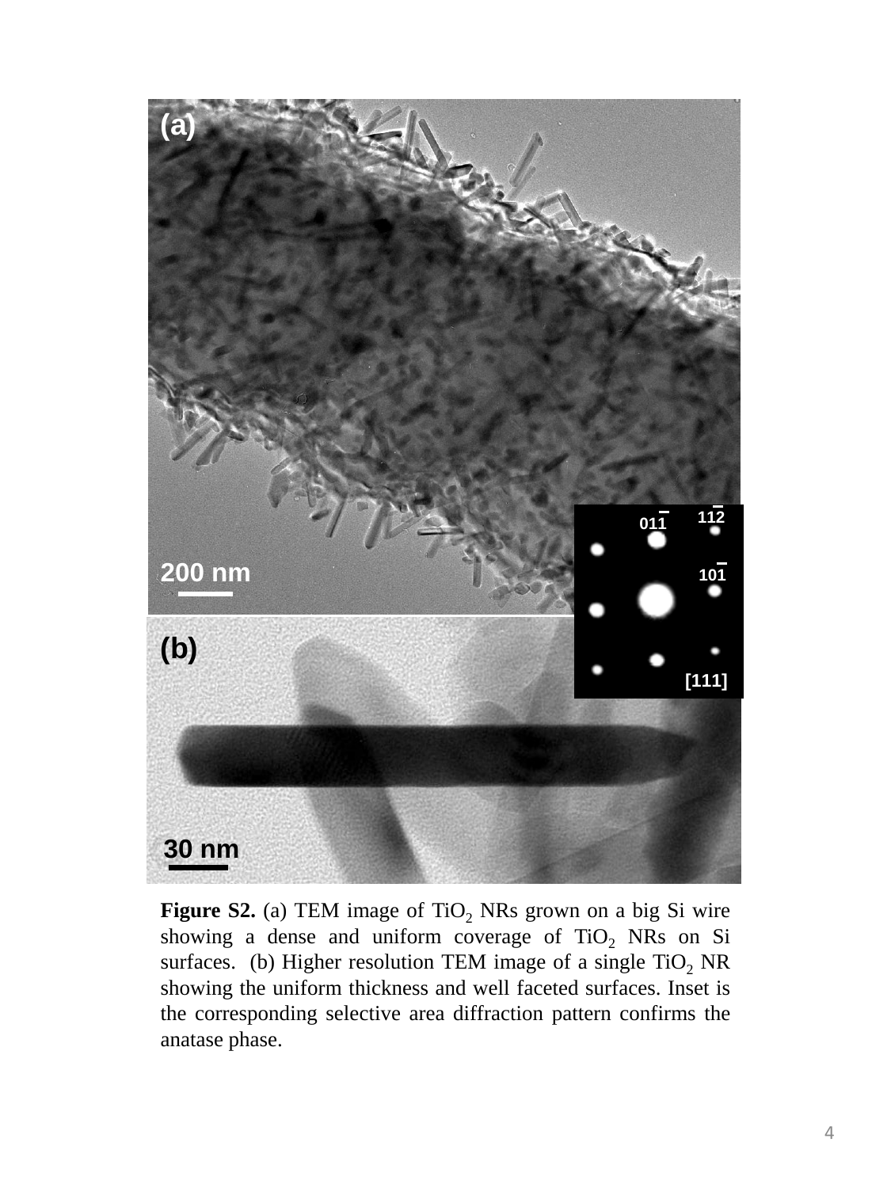**Figure S2.** (a) TEM image of $TiO_2$ NRs grown on a big Si wire showing a dense and uniform coverage of $TiO_2$ NRs on Si surfaces. (b) Higher resolution TEM image of a single $TiO_2$ NR showing the uniform thickness and well faceted surfaces. Inset is the corresponding selective area diffraction pattern confirms the anatase phase.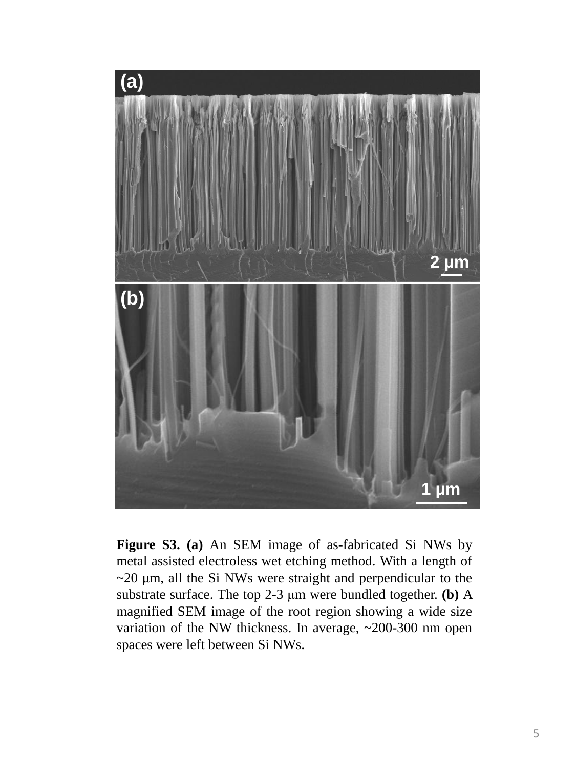**Figure S3. (a)** An SEM image of as-fabricated Si NWs by metal assisted electroless wet etching method. With a length of ~20 μm, all the Si NWs were straight and perpendicular to the substrate surface. The top 2-3 μm were bundled together. **(b)** A magnified SEM image of the root region showing a wide size variation of the NW thickness. In average, ~200-300 nm open spaces were left between Si NWs.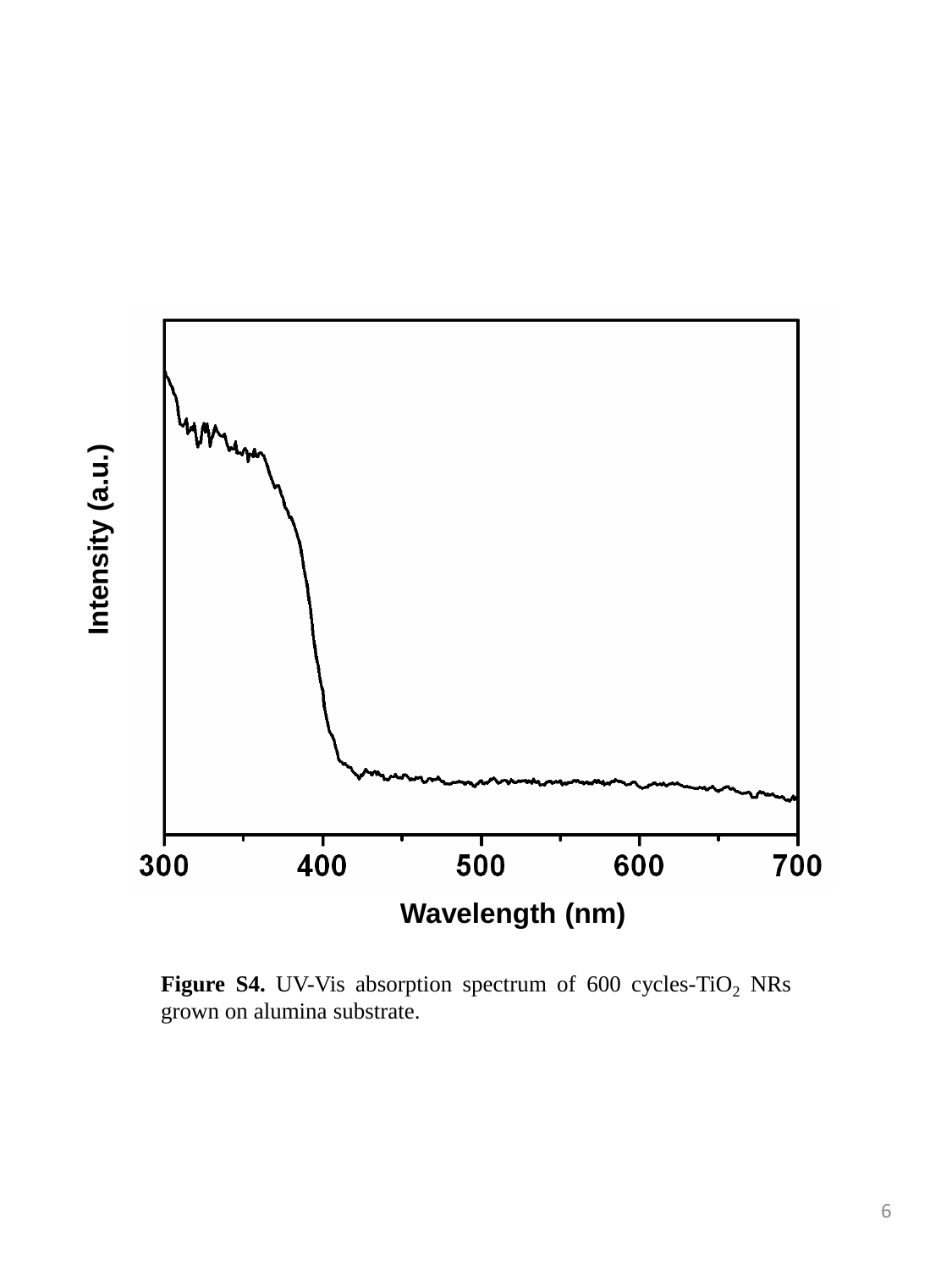**Figure S4.** UV-Vis absorption spectrum of 600 cycles-$TiO_2$ NRs grown on alumina substrate.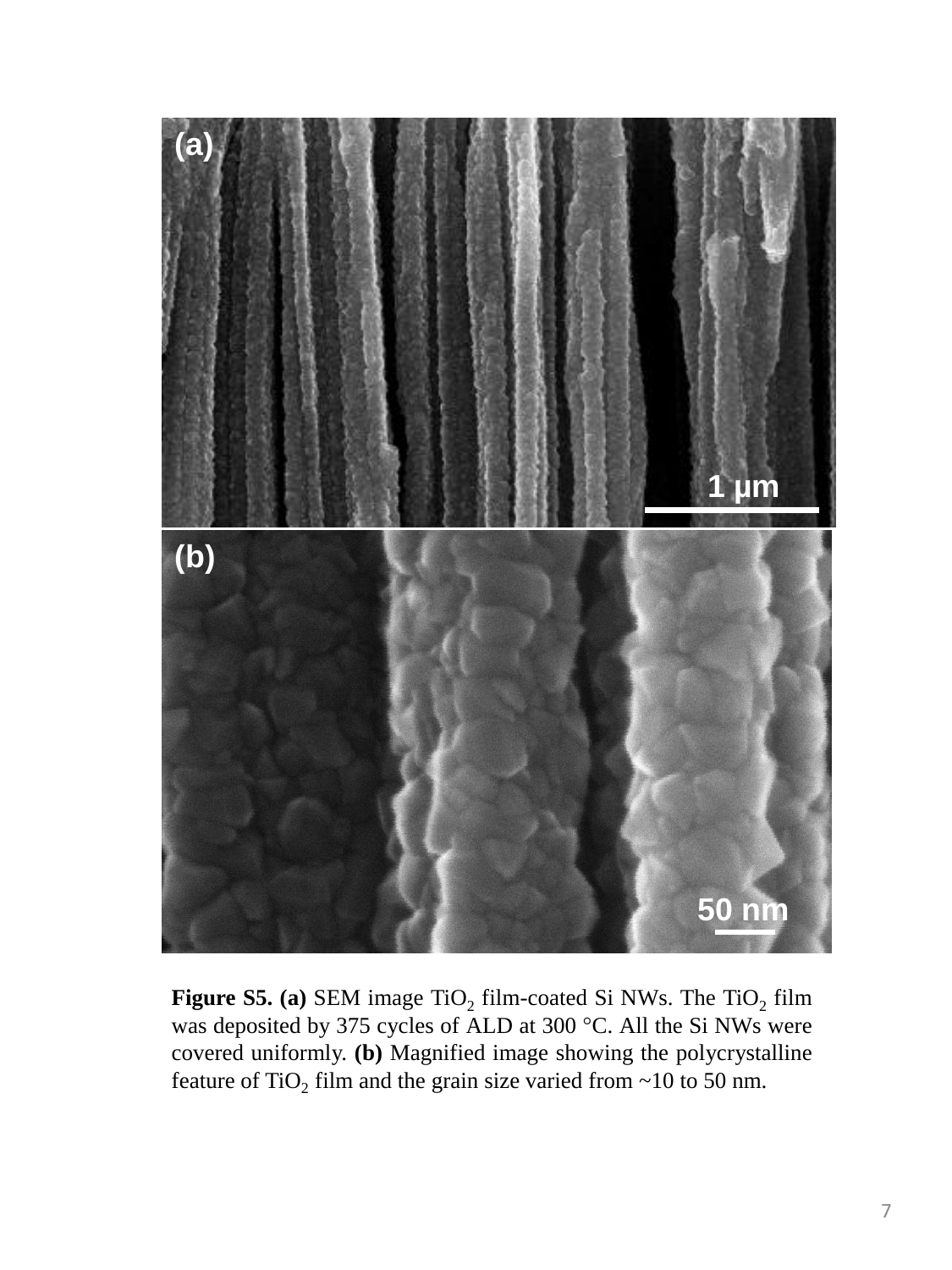**Figure S5. (a)** SEM image $TiO_2$ film-coated Si NWs. The $TiO_2$ film was deposited by 375 cycles of ALD at 300 °C. All the Si NWs were covered uniformly. **(b)** Magnified image showing the polycrystalline feature of $TiO_2$ film and the grain size varied from ~10 to 50 nm.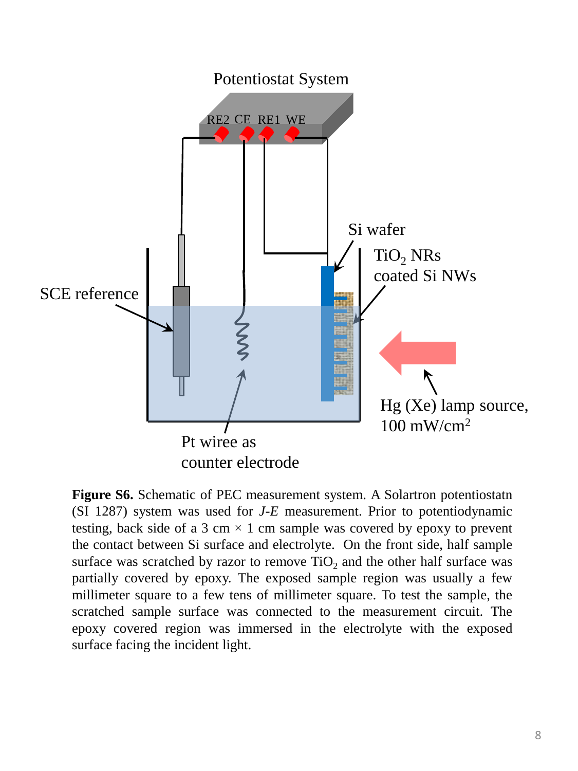**Figure S6.** Schematic of PEC measurement system. A Solartron potentiostatn (SI 1287) system was used for *J-E* measurement. Prior to potentiodynamic testing, back side of a 3 cm × 1 cm sample was covered by epoxy to prevent the contact between Si surface and electrolyte. On the front side, half sample surface was scratched by razor to remove $TiO_2$ and the other half surface was partially covered by epoxy. The exposed sample region was usually a few millimeter square to a few tens of millimeter square. To test the sample, the scratched sample surface was connected to the measurement circuit. The epoxy covered region was immersed in the electrolyte with the exposed surface facing the incident light.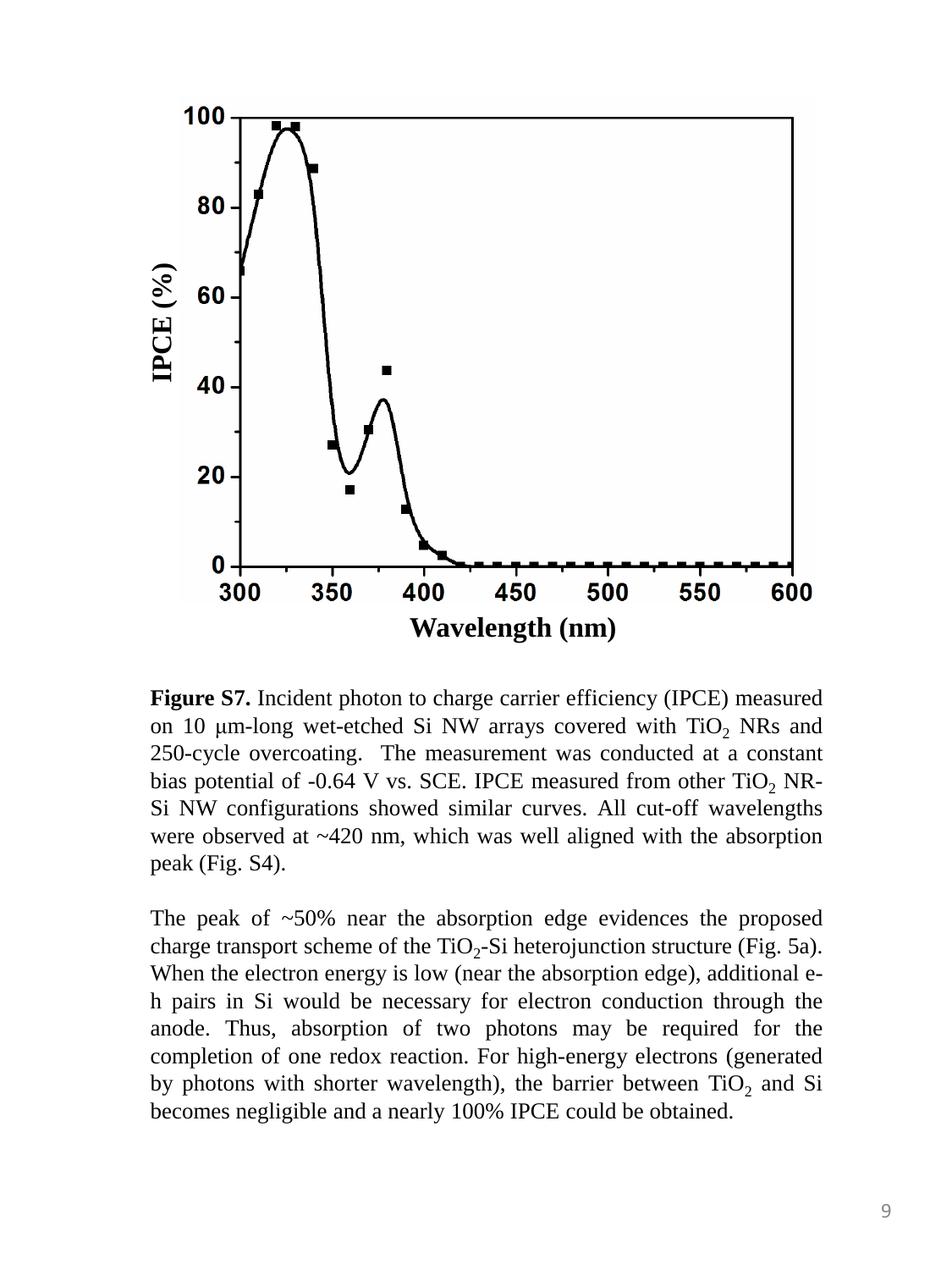**Figure S7.** Incident photon to charge carrier efficiency (IPCE) measured on 10 μm-long wet-etched Si NW arrays covered with $TiO_2$ NRs and 250-cycle overcoating. The measurement was conducted at a constant bias potential of -0.64 V vs. SCE. IPCE measured from other $TiO_2$ NR-Si NW configurations showed similar curves. All cut-off wavelengths were observed at ~420 nm, which was well aligned with the absorption peak (Fig. S4).

The peak of ~50% near the absorption edge evidences the proposed charge transport scheme of the $TiO_2$-Si heterojunction structure (Fig. 5a). When the electron energy is low (near the absorption edge), additional e-h pairs in Si would be necessary for electron conduction through the anode. Thus, absorption of two photons may be required for the completion of one redox reaction. For high-energy electrons (generated by photons with shorter wavelength), the barrier between $TiO_2$ and Si becomes negligible and a nearly 100% IPCE could be obtained.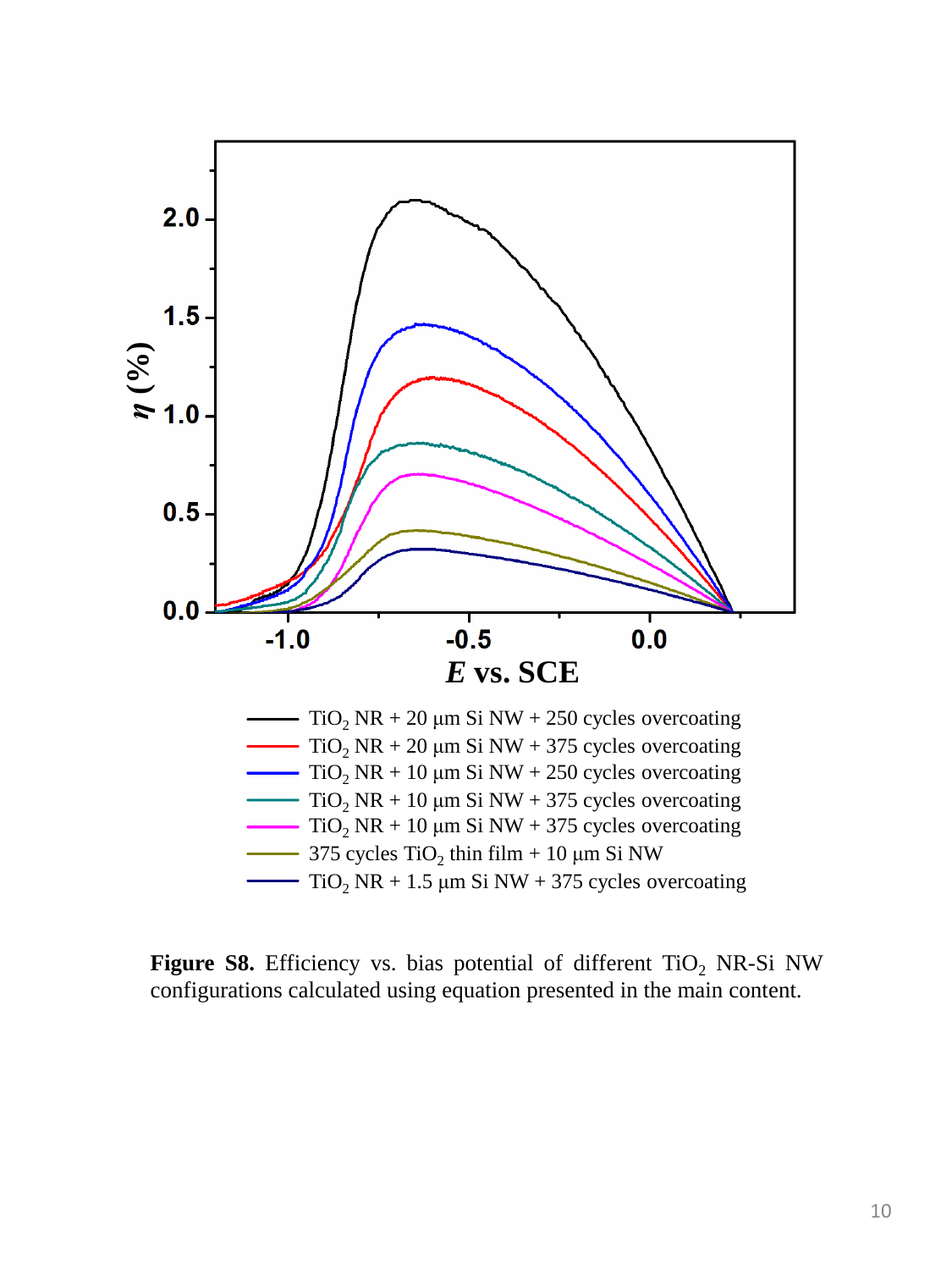η (%)

2.0

1.5

1.0

0.5

0.0

-1.0

-0.5

0.0

*E* vs. SCE

$TiO_2$ NR + 20 μm Si NW + 250 cycles overcoating

$TiO_2$ NR + 20 μm Si NW + 375 cycles overcoating

$TiO_2$ NR + 10 μm Si NW + 250 cycles overcoating

$TiO_2$ NR + 10 μm Si NW + 375 cycles overcoating

$TiO_2$ NR + 10 μm Si NW + 375 cycles overcoating

375 cycles $TiO_2$ thin film + 10 μm Si NW

$TiO_2$ NR + 1.5 μm Si NW + 375 cycles overcoating

**Figure S8.** Efficiency vs. bias potential of different $TiO_2$ NR-Si NW configurations calculated using equation presented in the main content.